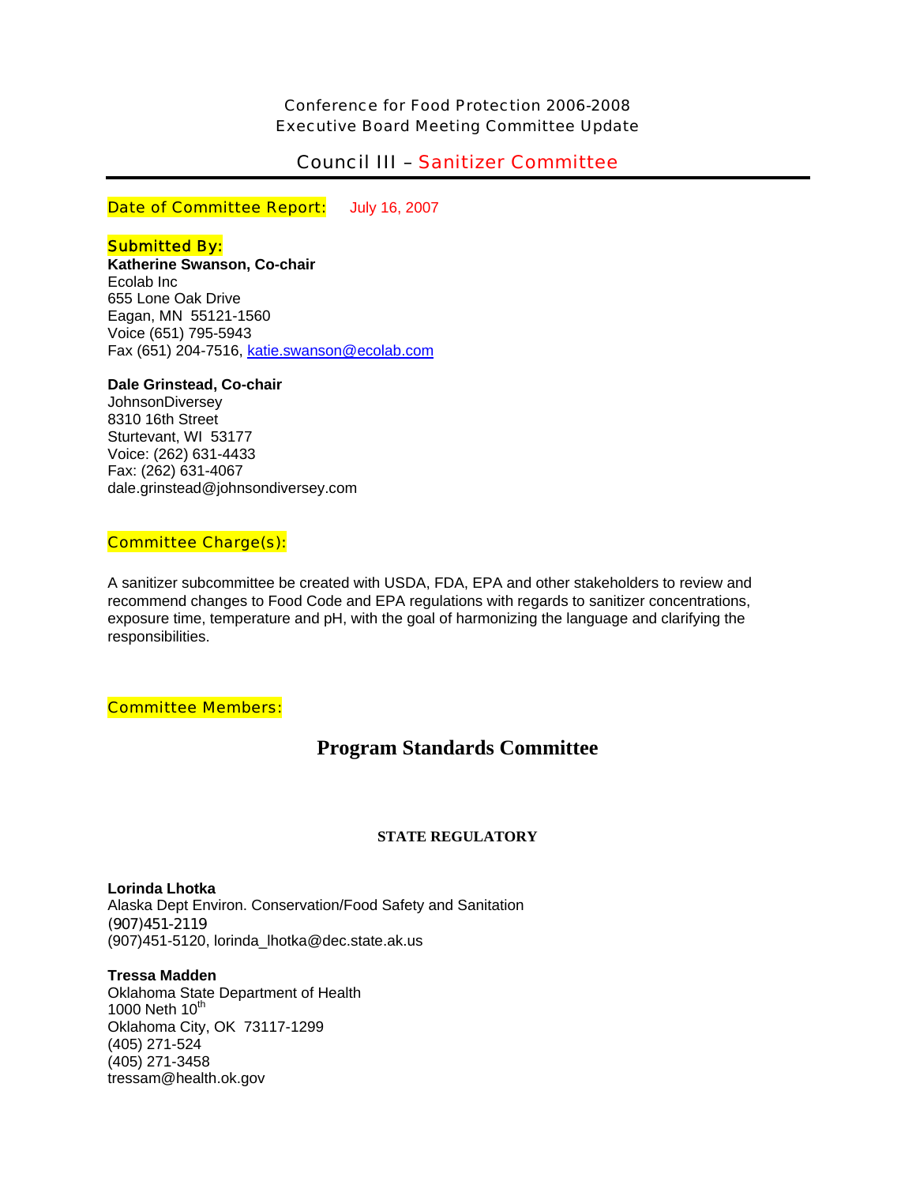Conference for Food Protection 2006-2008
Executive Board Meeting Committee Update

# Council III – Sanitizer Committee

**Date of Committee Report:** July 16, 2007

**Submitted By:**

**Katherine Swanson, Co-chair**
Ecolab Inc
655 Lone Oak Drive
Eagan, MN 55121-1560
Voice (651) 795-5943
Fax (651) 204-7516, katie.swanson@ecolab.com

**Dale Grinstead, Co-chair**
JohnsonDiversey
8310 16th Street
Sturtevant, WI 53177
Voice: (262) 631-4433
Fax: (262) 631-4067
dale.grinstead@johnsondiversey.com

**Committee Charge(s):**

A sanitizer subcommittee be created with USDA, FDA, EPA and other stakeholders to review and recommend changes to Food Code and EPA regulations with regards to sanitizer concentrations, exposure time, temperature and pH, with the goal of harmonizing the language and clarifying the responsibilities.

**Committee Members:**

## Program Standards Committee

### STATE REGULATORY

**Lorinda Lhotka**
Alaska Dept Environ. Conservation/Food Safety and Sanitation
(907)451-2119
(907)451-5120, lorinda_lhotka@dec.state.ak.us

**Tressa Madden**
Oklahoma State Department of Health
1000 Neth 10th
Oklahoma City, OK 73117-1299
(405) 271-524
(405) 271-3458
tressam@health.ok.gov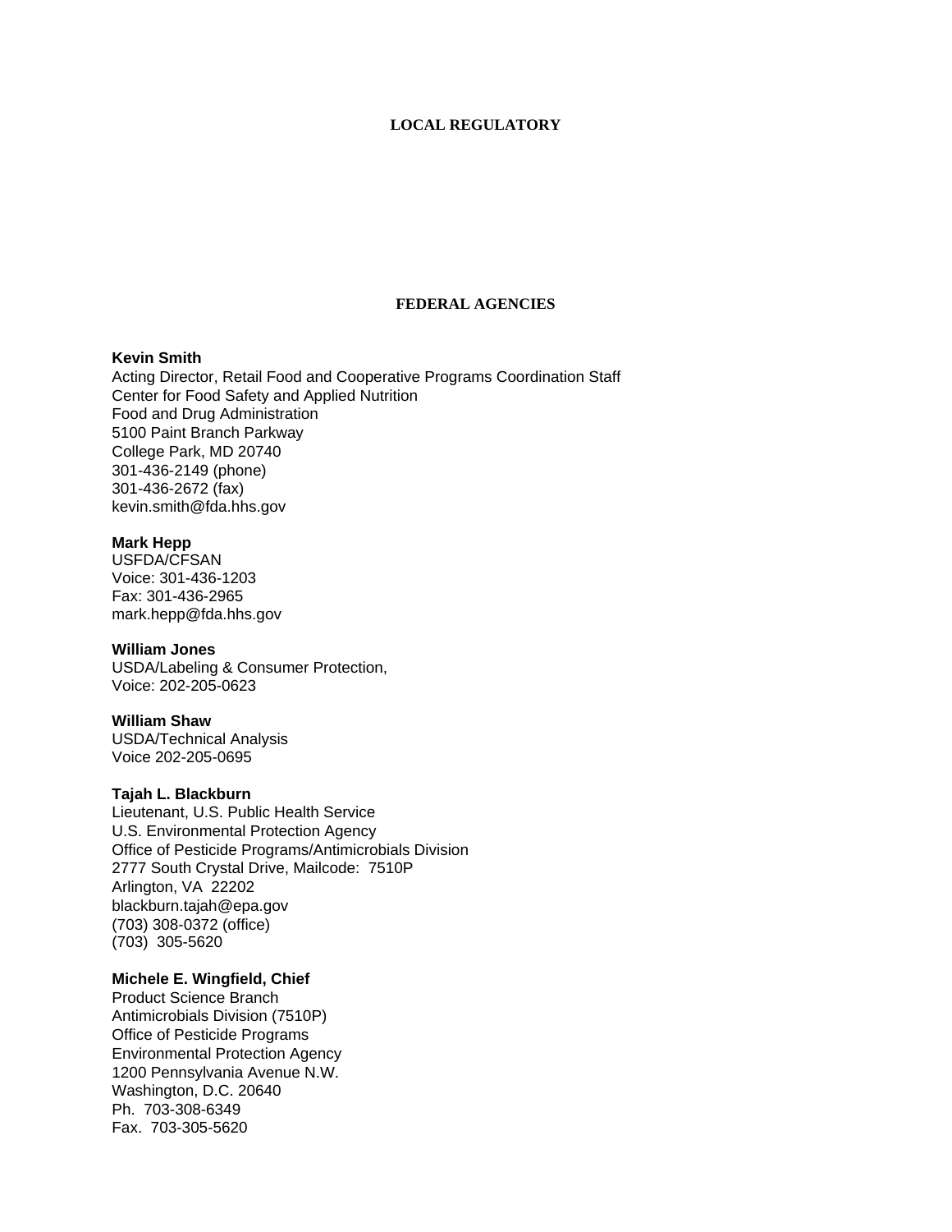## LOCAL REGULATORY

## FEDERAL AGENCIES

**Kevin Smith**
Acting Director, Retail Food and Cooperative Programs Coordination Staff
Center for Food Safety and Applied Nutrition
Food and Drug Administration
5100 Paint Branch Parkway
College Park, MD 20740
301-436-2149 (phone)
301-436-2672 (fax)
kevin.smith@fda.hhs.gov

**Mark Hepp**
USFDA/CFSAN
Voice: 301-436-1203
Fax: 301-436-2965
mark.hepp@fda.hhs.gov

**William Jones**
USDA/Labeling & Consumer Protection,
Voice: 202-205-0623

**William Shaw**
USDA/Technical Analysis
Voice 202-205-0695

**Tajah L. Blackburn**
Lieutenant, U.S. Public Health Service
U.S. Environmental Protection Agency
Office of Pesticide Programs/Antimicrobials Division
2777 South Crystal Drive, Mailcode: 7510P
Arlington, VA 22202
blackburn.tajah@epa.gov
(703) 308-0372 (office)
(703) 305-5620

**Michele E. Wingfield, Chief**
Product Science Branch
Antimicrobials Division (7510P)
Office of Pesticide Programs
Environmental Protection Agency
1200 Pennsylvania Avenue N.W.
Washington, D.C. 20640
Ph. 703-308-6349
Fax. 703-305-5620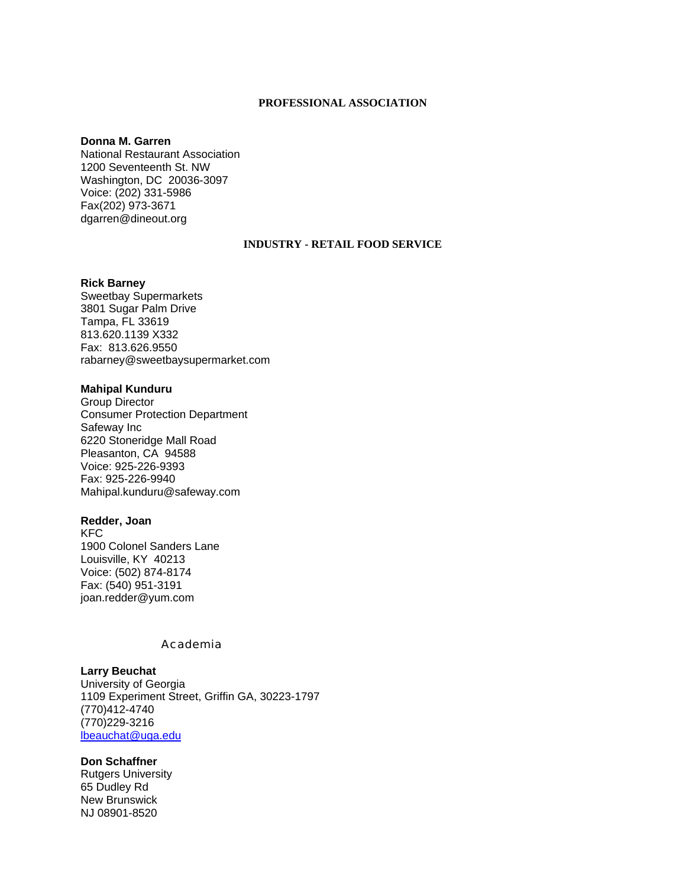## PROFESSIONAL ASSOCIATION

**Donna M. Garren**
National Restaurant Association
1200 Seventeenth St. NW
Washington, DC 20036-3097
Voice: (202) 331-5986
Fax(202) 973-3671
dgarren@dineout.org

## INDUSTRY - RETAIL FOOD SERVICE

**Rick Barney**
Sweetbay Supermarkets
3801 Sugar Palm Drive
Tampa, FL 33619
813.620.1139 X332
Fax: 813.626.9550
rabarney@sweetbaysupermarket.com

**Mahipal Kunduru**
Group Director
Consumer Protection Department
Safeway Inc
6220 Stoneridge Mall Road
Pleasanton, CA 94588
Voice: 925-226-9393
Fax: 925-226-9940
Mahipal.kunduru@safeway.com

**Redder, Joan**
KFC
1900 Colonel Sanders Lane
Louisville, KY 40213
Voice: (502) 874-8174
Fax: (540) 951-3191
joan.redder@yum.com

## Academia

**Larry Beuchat**
University of Georgia
1109 Experiment Street, Griffin GA, 30223-1797
(770)412-4740
(770)229-3216
lbeauchat@uga.edu

**Don Schaffner**
Rutgers University
65 Dudley Rd
New Brunswick
NJ 08901-8520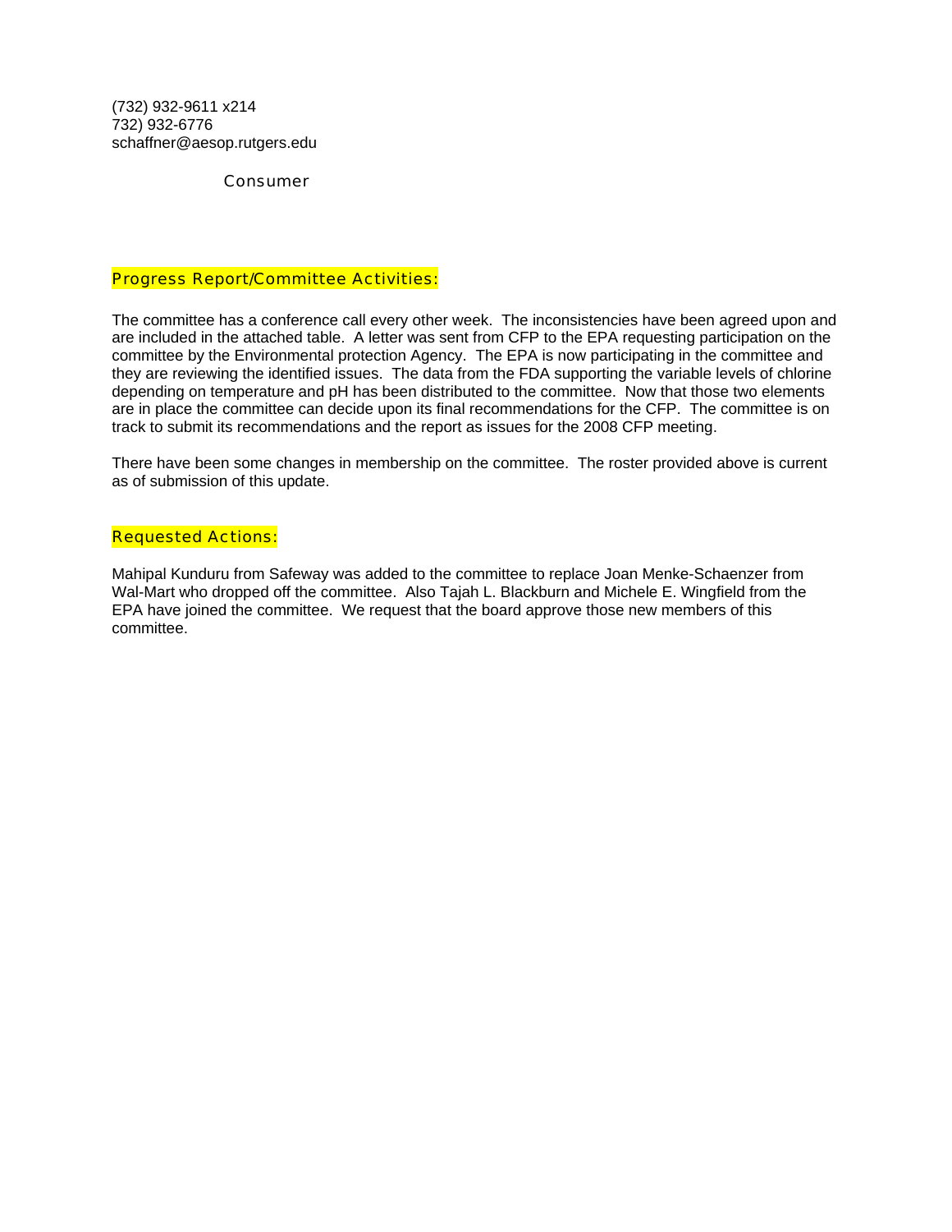(732) 932-9611 x214
732) 932-6776
schaffner@aesop.rutgers.edu

Consumer

## Progress Report/Committee Activities:

The committee has a conference call every other week. The inconsistencies have been agreed upon and are included in the attached table. A letter was sent from CFP to the EPA requesting participation on the committee by the Environmental protection Agency. The EPA is now participating in the committee and they are reviewing the identified issues. The data from the FDA supporting the variable levels of chlorine depending on temperature and pH has been distributed to the committee. Now that those two elements are in place the committee can decide upon its final recommendations for the CFP. The committee is on track to submit its recommendations and the report as issues for the 2008 CFP meeting.

There have been some changes in membership on the committee. The roster provided above is current as of submission of this update.

## Requested Actions:

Mahipal Kunduru from Safeway was added to the committee to replace Joan Menke-Schaenzer from Wal-Mart who dropped off the committee. Also Tajah L. Blackburn and Michele E. Wingfield from the EPA have joined the committee. We request that the board approve those new members of this committee.